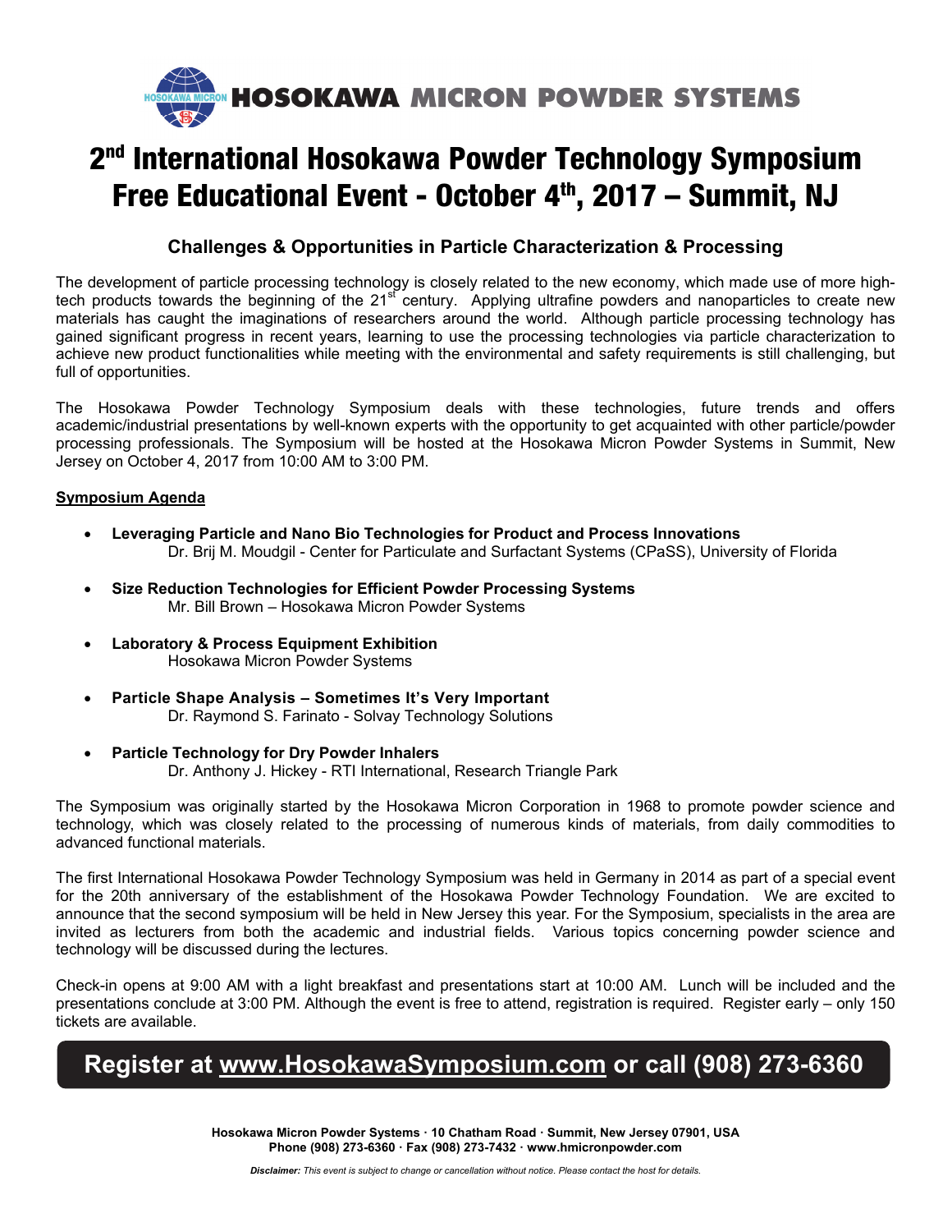**HOSOKAWA MICRON POWDER SYSTEMS**

# 2nd International Hosokawa Powder Technology Symposium Free Educational Event - October 4th, 2017 – Summit, NJ

## Challenges & Opportunities in Particle Characterization & Processing

The development of particle processing technology is closely related to the new economy, which made use of more high-tech products towards the beginning of the 21st century. Applying ultrafine powders and nanoparticles to create new materials has caught the imaginations of researchers around the world. Although particle processing technology has gained significant progress in recent years, learning to use the processing technologies via particle characterization to achieve new product functionalities while meeting with the environmental and safety requirements is still challenging, but full of opportunities.

The Hosokawa Powder Technology Symposium deals with these technologies, future trends and offers academic/industrial presentations by well-known experts with the opportunity to get acquainted with other particle/powder processing professionals. The Symposium will be hosted at the Hosokawa Micron Powder Systems in Summit, New Jersey on October 4, 2017 from 10:00 AM to 3:00 PM.

**Symposium Agenda**

- **Leveraging Particle and Nano Bio Technologies for Product and Process Innovations**
  Dr. Brij M. Moudgil - Center for Particulate and Surfactant Systems (CPaSS), University of Florida
- **Size Reduction Technologies for Efficient Powder Processing Systems**
  Mr. Bill Brown – Hosokawa Micron Powder Systems
- **Laboratory & Process Equipment Exhibition**
  Hosokawa Micron Powder Systems
- **Particle Shape Analysis – Sometimes It's Very Important**
  Dr. Raymond S. Farinato - Solvay Technology Solutions
- **Particle Technology for Dry Powder Inhalers**
  Dr. Anthony J. Hickey - RTI International, Research Triangle Park

The Symposium was originally started by the Hosokawa Micron Corporation in 1968 to promote powder science and technology, which was closely related to the processing of numerous kinds of materials, from daily commodities to advanced functional materials.

The first International Hosokawa Powder Technology Symposium was held in Germany in 2014 as part of a special event for the 20th anniversary of the establishment of the Hosokawa Powder Technology Foundation. We are excited to announce that the second symposium will be held in New Jersey this year. For the Symposium, specialists in the area are invited as lecturers from both the academic and industrial fields. Various topics concerning powder science and technology will be discussed during the lectures.

Check-in opens at 9:00 AM with a light breakfast and presentations start at 10:00 AM. Lunch will be included and the presentations conclude at 3:00 PM. Although the event is free to attend, registration is required. Register early – only 150 tickets are available.

**Register at www.HosokawaSymposium.com or call (908) 273-6360**

**Hosokawa Micron Powder Systems · 10 Chatham Road · Summit, New Jersey 07901, USA**
**Phone (908) 273-6360 · Fax (908) 273-7432 · www.hmicronpowder.com**

***Disclaimer:*** *This event is subject to change or cancellation without notice. Please contact the host for details.*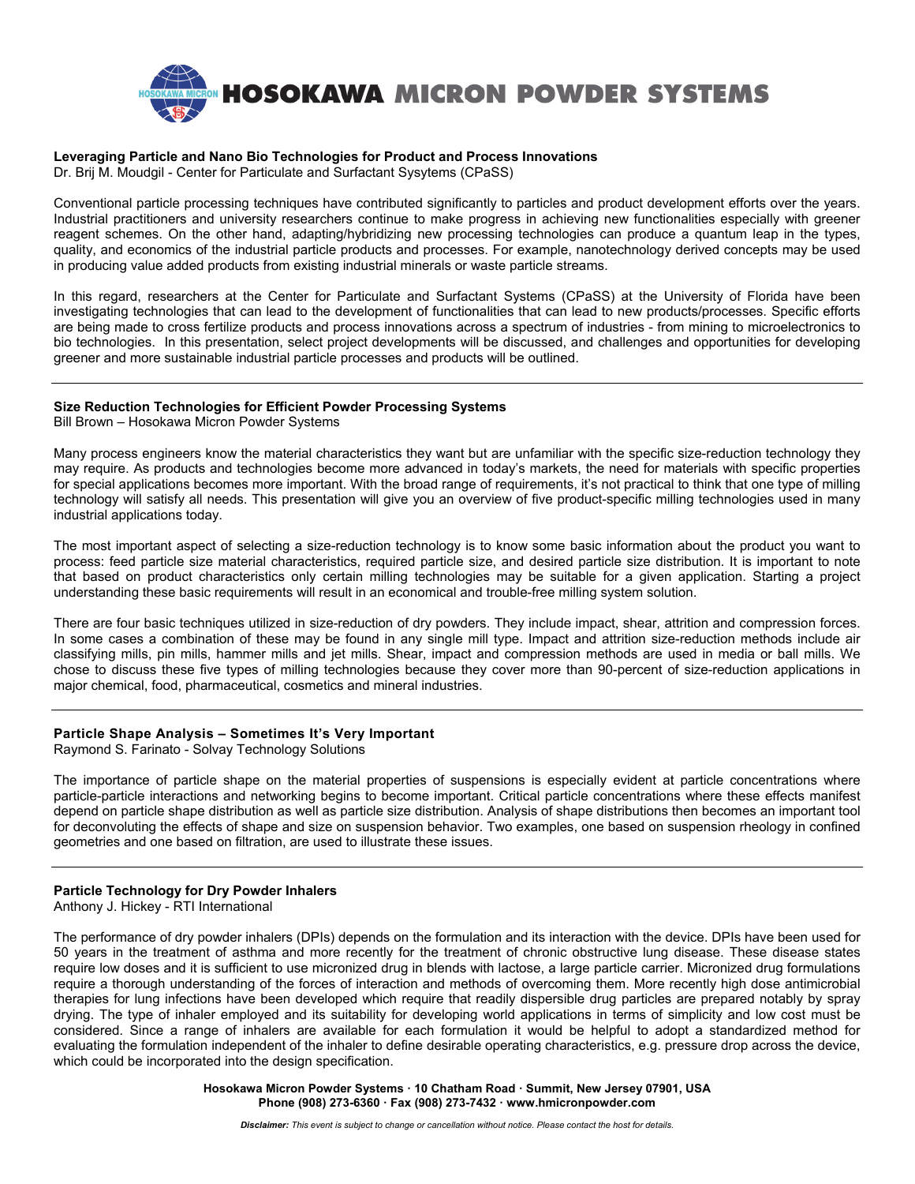# HOSOKAWA MICRON POWDER SYSTEMS

**Leveraging Particle and Nano Bio Technologies for Product and Process Innovations**
Dr. Brij M. Moudgil - Center for Particulate and Surfactant Sysytems (CPaSS)

Conventional particle processing techniques have contributed significantly to particles and product development efforts over the years. Industrial practitioners and university researchers continue to make progress in achieving new functionalities especially with greener reagent schemes. On the other hand, adapting/hybridizing new processing technologies can produce a quantum leap in the types, quality, and economics of the industrial particle products and processes. For example, nanotechnology derived concepts may be used in producing value added products from existing industrial minerals or waste particle streams.

In this regard, researchers at the Center for Particulate and Surfactant Systems (CPaSS) at the University of Florida have been investigating technologies that can lead to the development of functionalities that can lead to new products/processes. Specific efforts are being made to cross fertilize products and process innovations across a spectrum of industries - from mining to microelectronics to bio technologies. In this presentation, select project developments will be discussed, and challenges and opportunities for developing greener and more sustainable industrial particle processes and products will be outlined.

---

**Size Reduction Technologies for Efficient Powder Processing Systems**
Bill Brown – Hosokawa Micron Powder Systems

Many process engineers know the material characteristics they want but are unfamiliar with the specific size-reduction technology they may require. As products and technologies become more advanced in today's markets, the need for materials with specific properties for special applications becomes more important. With the broad range of requirements, it's not practical to think that one type of milling technology will satisfy all needs. This presentation will give you an overview of five product-specific milling technologies used in many industrial applications today.

The most important aspect of selecting a size-reduction technology is to know some basic information about the product you want to process: feed particle size material characteristics, required particle size, and desired particle size distribution. It is important to note that based on product characteristics only certain milling technologies may be suitable for a given application. Starting a project understanding these basic requirements will result in an economical and trouble-free milling system solution.

There are four basic techniques utilized in size-reduction of dry powders. They include impact, shear, attrition and compression forces. In some cases a combination of these may be found in any single mill type. Impact and attrition size-reduction methods include air classifying mills, pin mills, hammer mills and jet mills. Shear, impact and compression methods are used in media or ball mills. We chose to discuss these five types of milling technologies because they cover more than 90-percent of size-reduction applications in major chemical, food, pharmaceutical, cosmetics and mineral industries.

---

**Particle Shape Analysis – Sometimes It's Very Important**
Raymond S. Farinato - Solvay Technology Solutions

The importance of particle shape on the material properties of suspensions is especially evident at particle concentrations where particle-particle interactions and networking begins to become important. Critical particle concentrations where these effects manifest depend on particle shape distribution as well as particle size distribution. Analysis of shape distributions then becomes an important tool for deconvoluting the effects of shape and size on suspension behavior. Two examples, one based on suspension rheology in confined geometries and one based on filtration, are used to illustrate these issues.

---

**Particle Technology for Dry Powder Inhalers**
Anthony J. Hickey - RTI International

The performance of dry powder inhalers (DPIs) depends on the formulation and its interaction with the device. DPIs have been used for 50 years in the treatment of asthma and more recently for the treatment of chronic obstructive lung disease. These disease states require low doses and it is sufficient to use micronized drug in blends with lactose, a large particle carrier. Micronized drug formulations require a thorough understanding of the forces of interaction and methods of overcoming them. More recently high dose antimicrobial therapies for lung infections have been developed which require that readily dispersible drug particles are prepared notably by spray drying. The type of inhaler employed and its suitability for developing world applications in terms of simplicity and low cost must be considered. Since a range of inhalers are available for each formulation it would be helpful to adopt a standardized method for evaluating the formulation independent of the inhaler to define desirable operating characteristics, e.g. pressure drop across the device, which could be incorporated into the design specification.

**Hosokawa Micron Powder Systems · 10 Chatham Road · Summit, New Jersey 07901, USA**
**Phone (908) 273-6360 · Fax (908) 273-7432 · www.hmicronpowder.com**

***Disclaimer:*** *This event is subject to change or cancellation without notice. Please contact the host for details.*